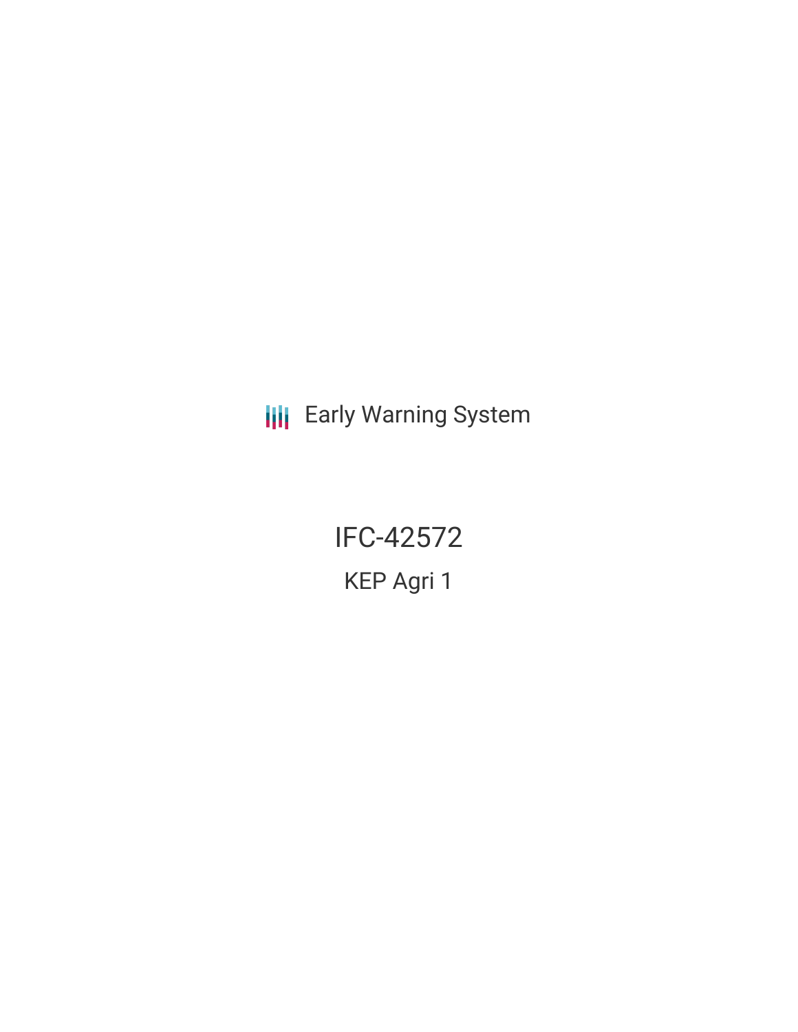Early Warning System

# IFC-42572

## KEP Agri 1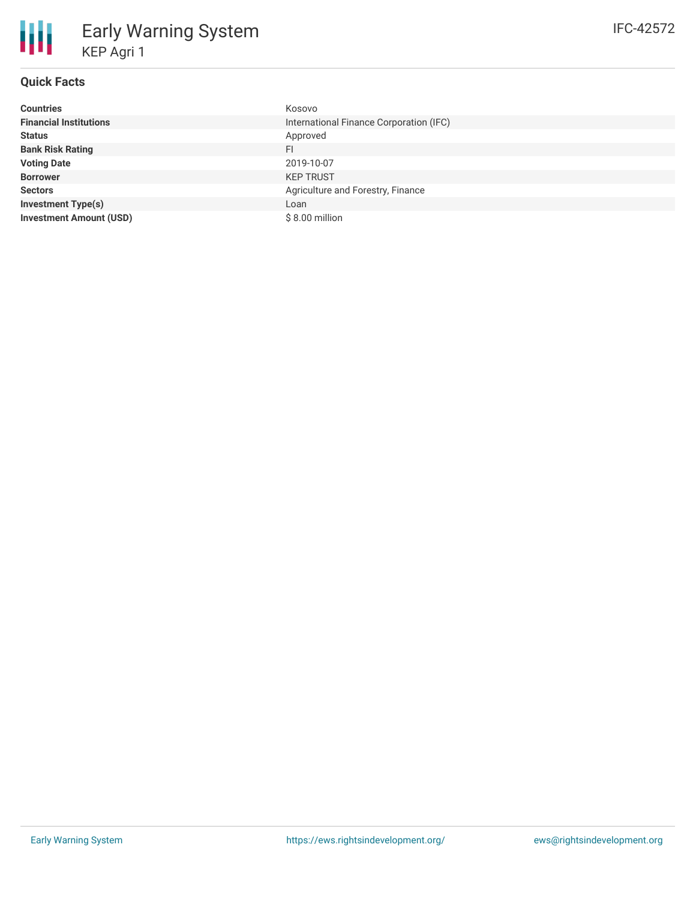# Early Warning System

## KEP Agri 1

IFC-42572

### Quick Facts

| | |
|---|---|
| **Countries** | Kosovo |
| **Financial Institutions** | International Finance Corporation (IFC) |
| **Status** | Approved |
| **Bank Risk Rating** | FI |
| **Voting Date** | 2019-10-07 |
| **Borrower** | KEP TRUST |
| **Sectors** | Agriculture and Forestry, Finance |
| **Investment Type(s)** | Loan |
| **Investment Amount (USD)** | $ 8.00 million |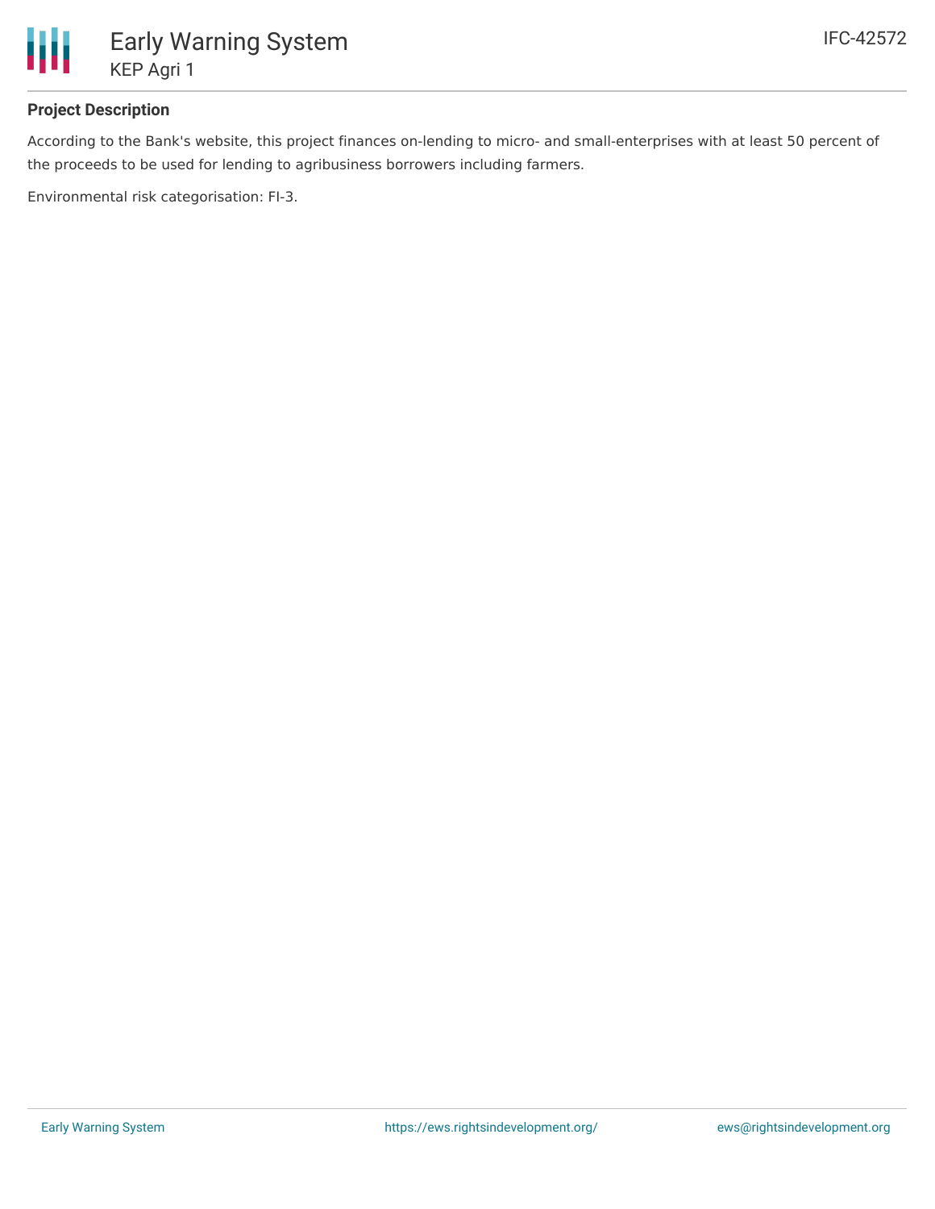## Project Description

According to the Bank's website, this project finances on-lending to micro- and small-enterprises with at least 50 percent of the proceeds to be used for lending to agribusiness borrowers including farmers.

Environmental risk categorisation: FI-3.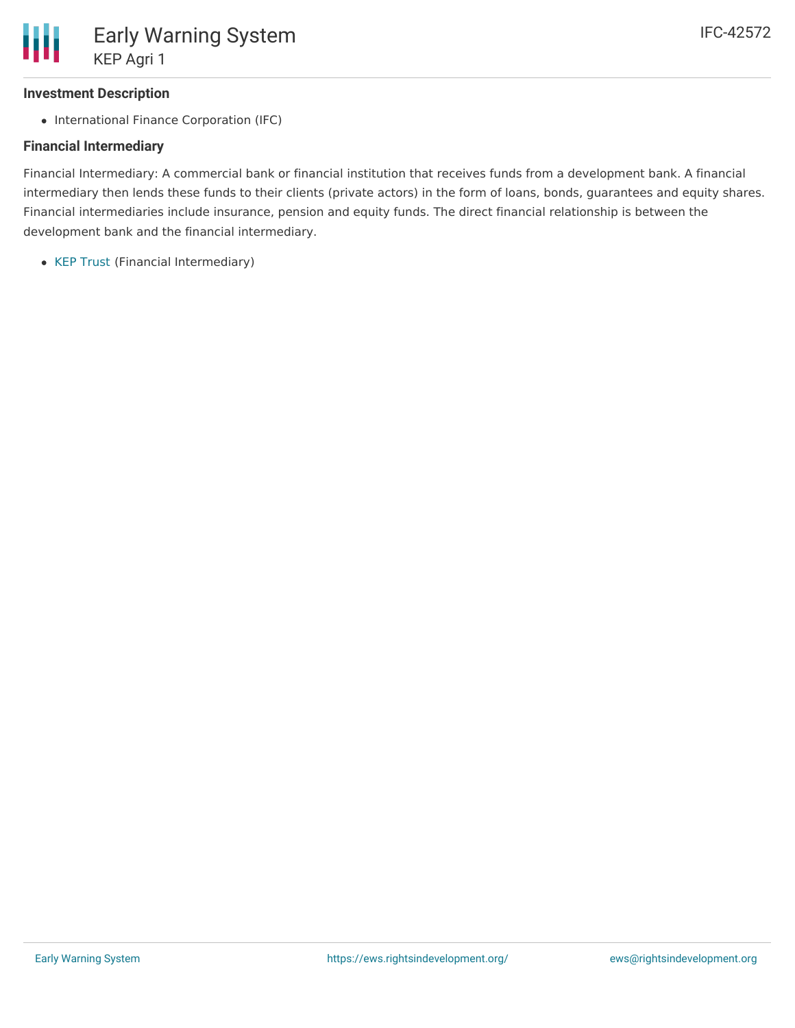### Investment Description

- International Finance Corporation (IFC)

### Financial Intermediary

Financial Intermediary: A commercial bank or financial institution that receives funds from a development bank. A financial intermediary then lends these funds to their clients (private actors) in the form of loans, bonds, guarantees and equity shares. Financial intermediaries include insurance, pension and equity funds. The direct financial relationship is between the development bank and the financial intermediary.

- KEP Trust (Financial Intermediary)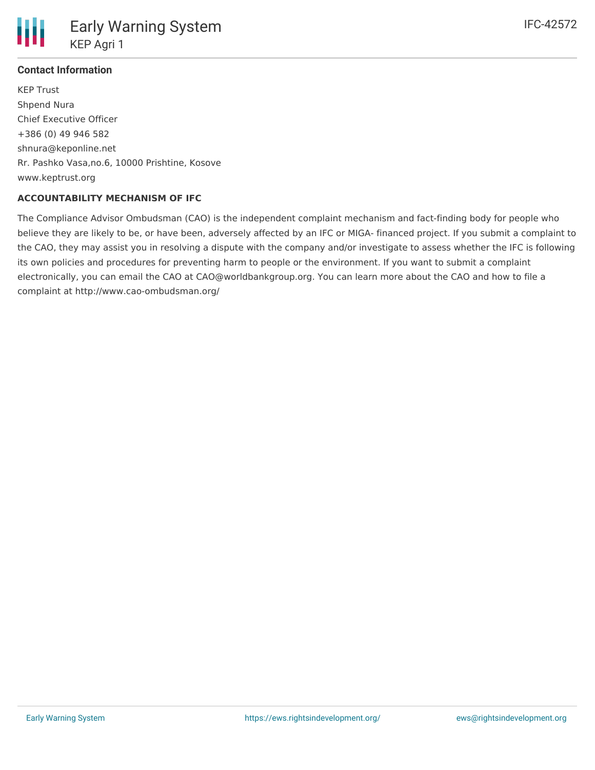**Contact Information**

KEP Trust

Shpend Nura

Chief Executive Officer

+386 (0) 49 946 582

shnura@keponline.net

Rr. Pashko Vasa,no.6, 10000 Prishtine, Kosove

www.keptrust.org

**ACCOUNTABILITY MECHANISM OF IFC**

The Compliance Advisor Ombudsman (CAO) is the independent complaint mechanism and fact-finding body for people who believe they are likely to be, or have been, adversely affected by an IFC or MIGA- financed project. If you submit a complaint to the CAO, they may assist you in resolving a dispute with the company and/or investigate to assess whether the IFC is following its own policies and procedures for preventing harm to people or the environment. If you want to submit a complaint electronically, you can email the CAO at CAO@worldbankgroup.org. You can learn more about the CAO and how to file a complaint at http://www.cao-ombudsman.org/